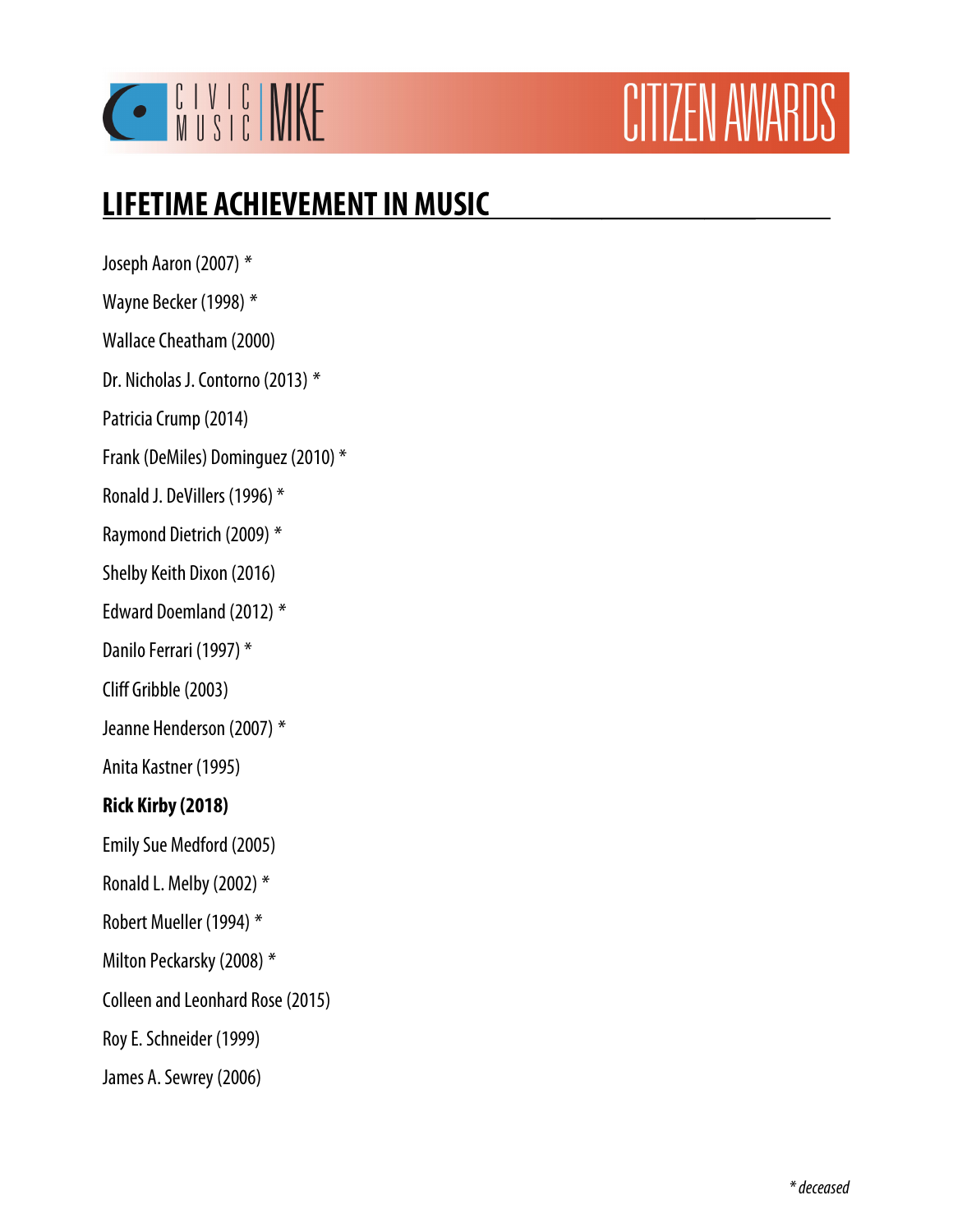CIVIC MUSIC MKE

CITIZEN AWARDS

## LIFETIME ACHIEVEMENT IN MUSIC

Joseph Aaron (2007) *

Wayne Becker (1998) *

Wallace Cheatham (2000)

Dr. Nicholas J. Contorno (2013) *

Patricia Crump (2014)

Frank (DeMiles) Dominguez (2010) *

Ronald J. DeVillers (1996) *

Raymond Dietrich (2009) *

Shelby Keith Dixon (2016)

Edward Doemland (2012) *

Danilo Ferrari (1997) *

Cliff Gribble (2003)

Jeanne Henderson (2007) *

Anita Kastner (1995)

**Rick Kirby (2018)**

Emily Sue Medford (2005)

Ronald L. Melby (2002) *

Robert Mueller (1994) *

Milton Peckarsky (2008) *

Colleen and Leonhard Rose (2015)

Roy E. Schneider (1999)

James A. Sewrey (2006)

*\* deceased*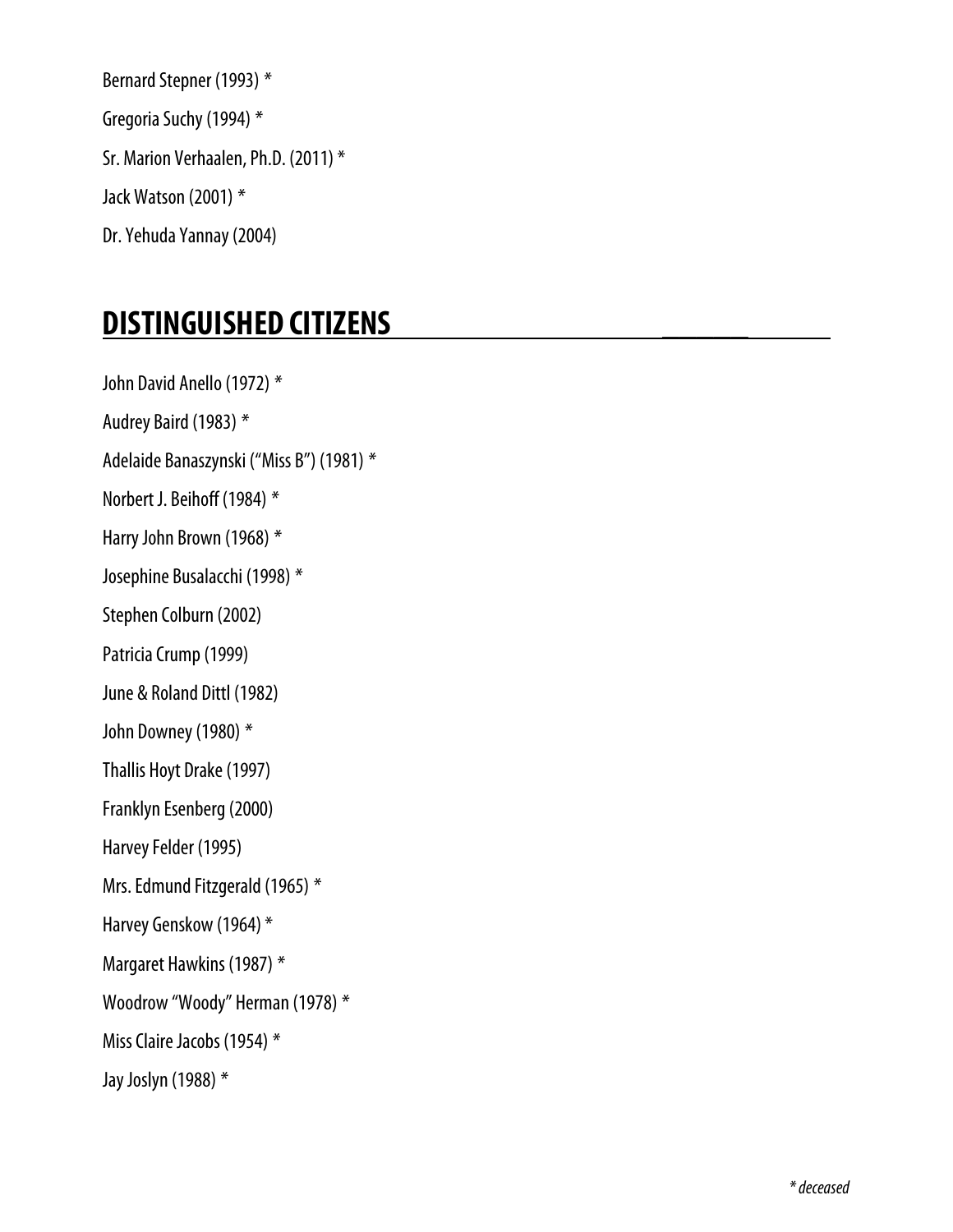Bernard Stepner (1993) *

Gregoria Suchy (1994) *

Sr. Marion Verhaalen, Ph.D. (2011) *

Jack Watson (2001) *

Dr. Yehuda Yannay (2004)

## DISTINGUISHED CITIZENS

John David Anello (1972) *

Audrey Baird (1983) *

Adelaide Banaszynski ("Miss B") (1981) *

Norbert J. Beihoff (1984) *

Harry John Brown (1968) *

Josephine Busalacchi (1998) *

Stephen Colburn (2002)

Patricia Crump (1999)

June & Roland Dittl (1982)

John Downey (1980) *

Thallis Hoyt Drake (1997)

Franklyn Esenberg (2000)

Harvey Felder (1995)

Mrs. Edmund Fitzgerald (1965) *

Harvey Genskow (1964) *

Margaret Hawkins (1987) *

Woodrow "Woody" Herman (1978) *

Miss Claire Jacobs (1954) *

Jay Joslyn (1988) *

*\* deceased*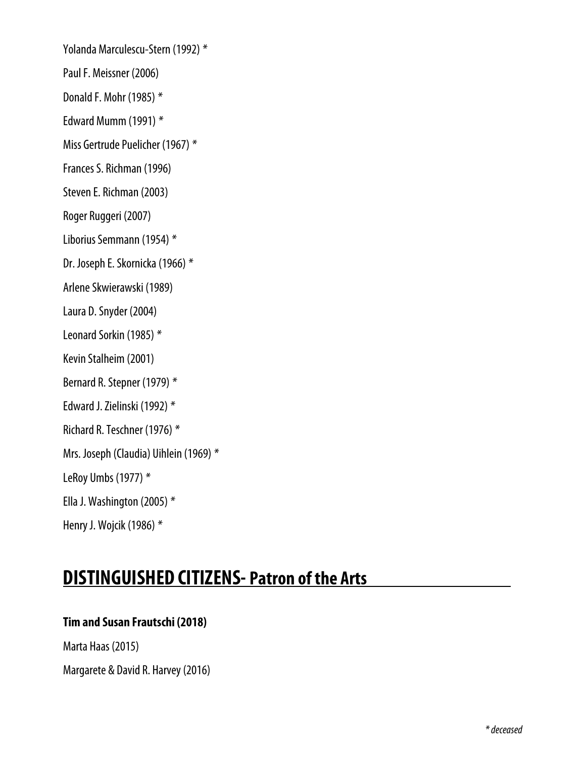Yolanda Marculescu-Stern (1992) *

Paul F. Meissner (2006)

Donald F. Mohr (1985) *

Edward Mumm (1991) *

Miss Gertrude Puelicher (1967) *

Frances S. Richman (1996)

Steven E. Richman (2003)

Roger Ruggeri (2007)

Liborius Semmann (1954) *

Dr. Joseph E. Skornicka (1966) *

Arlene Skwierawski (1989)

Laura D. Snyder (2004)

Leonard Sorkin (1985) *

Kevin Stalheim (2001)

Bernard R. Stepner (1979) *

Edward J. Zielinski (1992) *

Richard R. Teschner (1976) *

Mrs. Joseph (Claudia) Uihlein (1969) *

LeRoy Umbs (1977) *

Ella J. Washington (2005) *

Henry J. Wojcik (1986) *

## DISTINGUISHED CITIZENS- Patron of the Arts

**Tim and Susan Frautschi (2018)**

Marta Haas (2015)

Margarete & David R. Harvey (2016)

*\* deceased*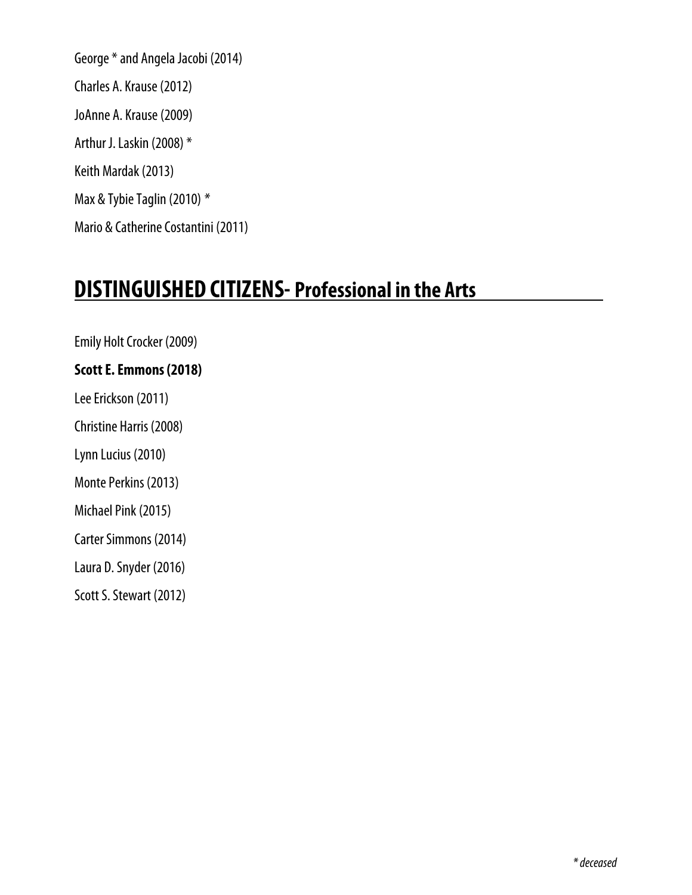George * and Angela Jacobi (2014)

Charles A. Krause (2012)

JoAnne A. Krause (2009)

Arthur J. Laskin (2008) *

Keith Mardak (2013)

Max & Tybie Taglin (2010) *

Mario & Catherine Costantini (2011)

## DISTINGUISHED CITIZENS- Professional in the Arts

Emily Holt Crocker (2009)

**Scott E. Emmons (2018)**

Lee Erickson (2011)

Christine Harris (2008)

Lynn Lucius (2010)

Monte Perkins (2013)

Michael Pink (2015)

Carter Simmons (2014)

Laura D. Snyder (2016)

Scott S. Stewart (2012)

*\* deceased*